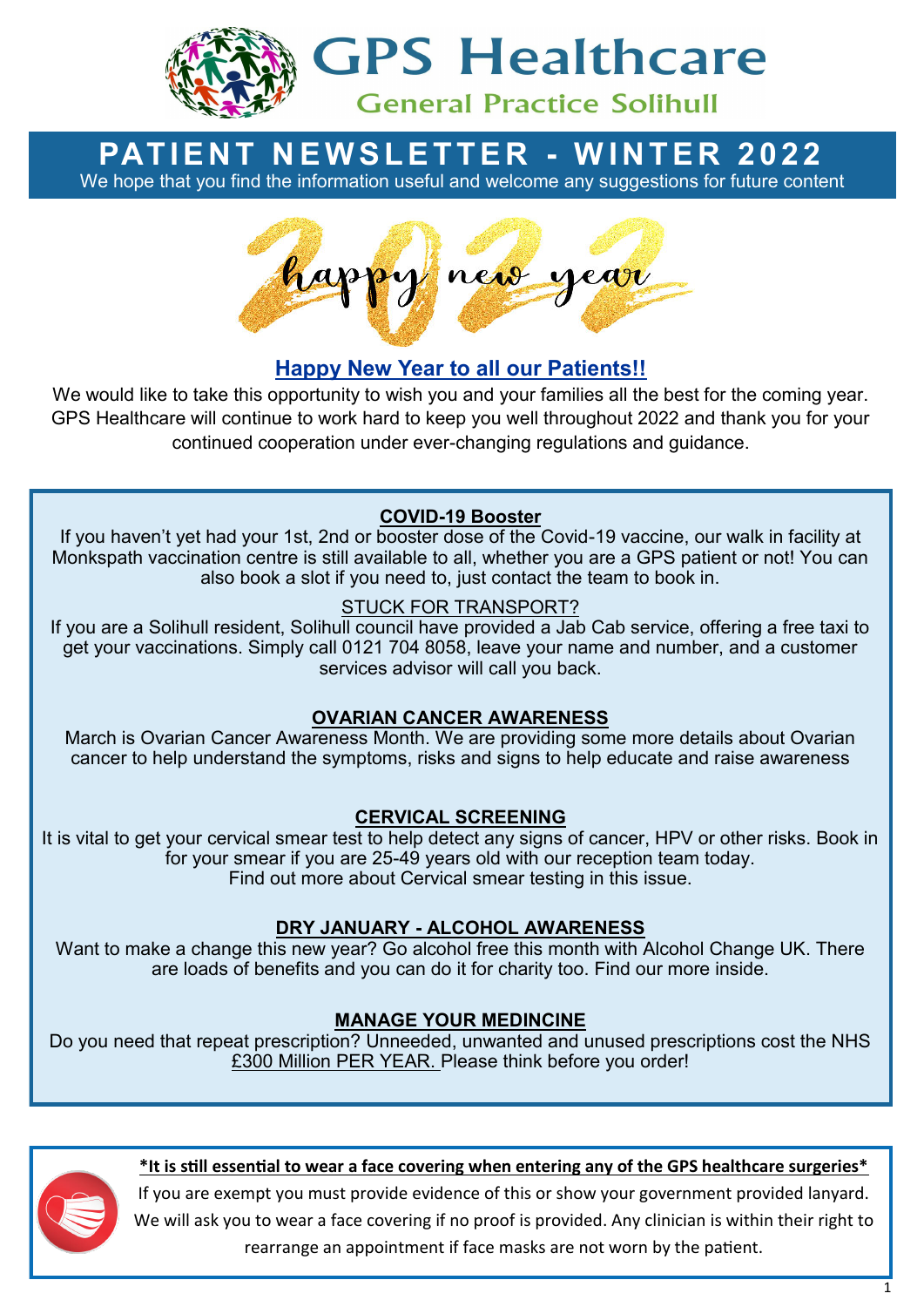# GPS Healthcare

General Practice Solihull

## PATIENT NEWSLETTER - WINTER 2022

We hope that you find the information useful and welcome any suggestions for future content

happy new year 2022

### Happy New Year to all our Patients!!

We would like to take this opportunity to wish you and your families all the best for the coming year. GPS Healthcare will continue to work hard to keep you well throughout 2022 and thank you for your continued cooperation under ever-changing regulations and guidance.

### COVID-19 Booster

If you haven't yet had your 1st, 2nd or booster dose of the Covid-19 vaccine, our walk in facility at Monkspath vaccination centre is still available to all, whether you are a GPS patient or not! You can also book a slot if you need to, just contact the team to book in.

STUCK FOR TRANSPORT?

If you are a Solihull resident, Solihull council have provided a Jab Cab service, offering a free taxi to get your vaccinations. Simply call 0121 704 8058, leave your name and number, and a customer services advisor will call you back.

### OVARIAN CANCER AWARENESS

March is Ovarian Cancer Awareness Month. We are providing some more details about Ovarian cancer to help understand the symptoms, risks and signs to help educate and raise awareness

### CERVICAL SCREENING

It is vital to get your cervical smear test to help detect any signs of cancer, HPV or other risks. Book in for your smear if you are 25-49 years old with our reception team today.
Find out more about Cervical smear testing in this issue.

### DRY JANUARY - ALCOHOL AWARENESS

Want to make a change this new year? Go alcohol free this month with Alcohol Change UK. There are loads of benefits and you can do it for charity too. Find our more inside.

### MANAGE YOUR MEDINCINE

Do you need that repeat prescription? Unneeded, unwanted and unused prescriptions cost the NHS £300 Million PER YEAR. Please think before you order!

**\*It is still essential to wear a face covering when entering any of the GPS healthcare surgeries\***

If you are exempt you must provide evidence of this or show your government provided lanyard. We will ask you to wear a face covering if no proof is provided. Any clinician is within their right to rearrange an appointment if face masks are not worn by the patient.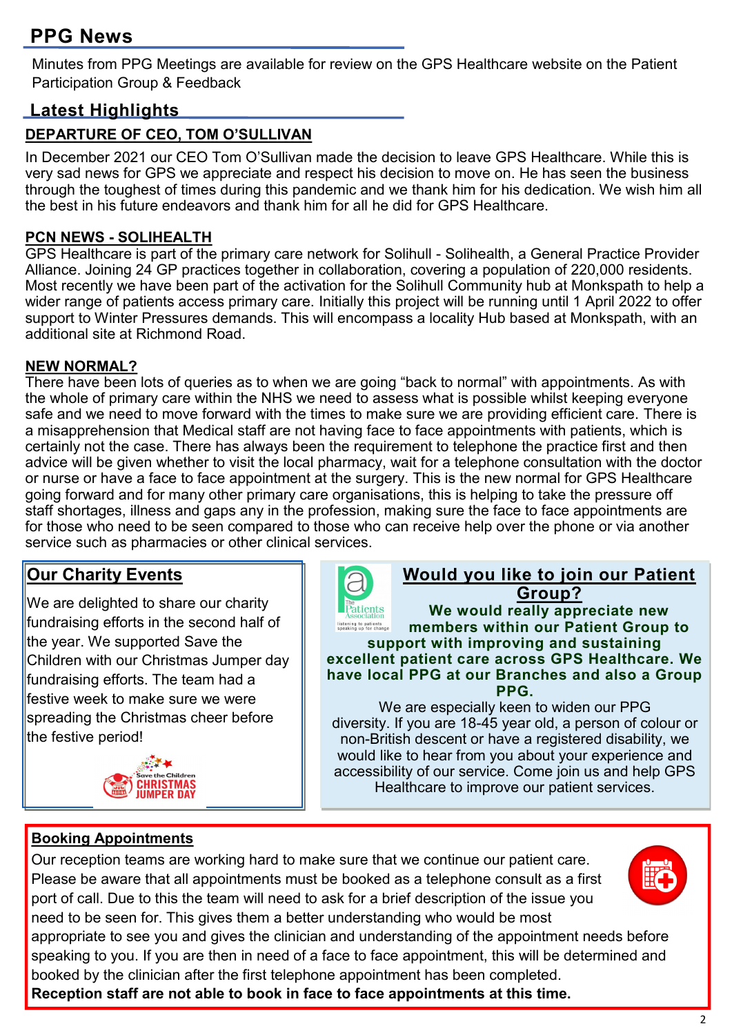## PPG News

Minutes from PPG Meetings are available for review on the GPS Healthcare website on the Patient Participation Group & Feedback

## Latest Highlights

### DEPARTURE OF CEO, TOM O'SULLIVAN

In December 2021 our CEO Tom O'Sullivan made the decision to leave GPS Healthcare. While this is very sad news for GPS we appreciate and respect his decision to move on. He has seen the business through the toughest of times during this pandemic and we thank him for his dedication. We wish him all the best in his future endeavors and thank him for all he did for GPS Healthcare.

### PCN NEWS - SOLIHEALTH

GPS Healthcare is part of the primary care network for Solihull - Solihealth, a General Practice Provider Alliance. Joining 24 GP practices together in collaboration, covering a population of 220,000 residents. Most recently we have been part of the activation for the Solihull Community hub at Monkspath to help a wider range of patients access primary care. Initially this project will be running until 1 April 2022 to offer support to Winter Pressures demands. This will encompass a locality Hub based at Monkspath, with an additional site at Richmond Road.

### NEW NORMAL?

There have been lots of queries as to when we are going "back to normal" with appointments. As with the whole of primary care within the NHS we need to assess what is possible whilst keeping everyone safe and we need to move forward with the times to make sure we are providing efficient care. There is a misapprehension that Medical staff are not having face to face appointments with patients, which is certainly not the case. There has always been the requirement to telephone the practice first and then advice will be given whether to visit the local pharmacy, wait for a telephone consultation with the doctor or nurse or have a face to face appointment at the surgery. This is the new normal for GPS Healthcare going forward and for many other primary care organisations, this is helping to take the pressure off staff shortages, illness and gaps any in the profession, making sure the face to face appointments are for those who need to be seen compared to those who can receive help over the phone or via another service such as pharmacies or other clinical services.

### Our Charity Events

We are delighted to share our charity fundraising efforts in the second half of the year. We supported Save the Children with our Christmas Jumper day fundraising efforts. The team had a festive week to make sure we were spreading the Christmas cheer before the festive period!

### Would you like to join our Patient Group?

**We would really appreciate new members within our Patient Group to support with improving and sustaining excellent patient care across GPS Healthcare. We have local PPG at our Branches and also a Group PPG.**

We are especially keen to widen our PPG diversity. If you are 18-45 year old, a person of colour or non-British descent or have a registered disability, we would like to hear from you about your experience and accessibility of our service. Come join us and help GPS Healthcare to improve our patient services.

### Booking Appointments

Our reception teams are working hard to make sure that we continue our patient care. Please be aware that all appointments must be booked as a telephone consult as a first port of call. Due to this the team will need to ask for a brief description of the issue you need to be seen for. This gives them a better understanding who would be most appropriate to see you and gives the clinician and understanding of the appointment needs before speaking to you. If you are then in need of a face to face appointment, this will be determined and booked by the clinician after the first telephone appointment has been completed.

**Reception staff are not able to book in face to face appointments at this time.**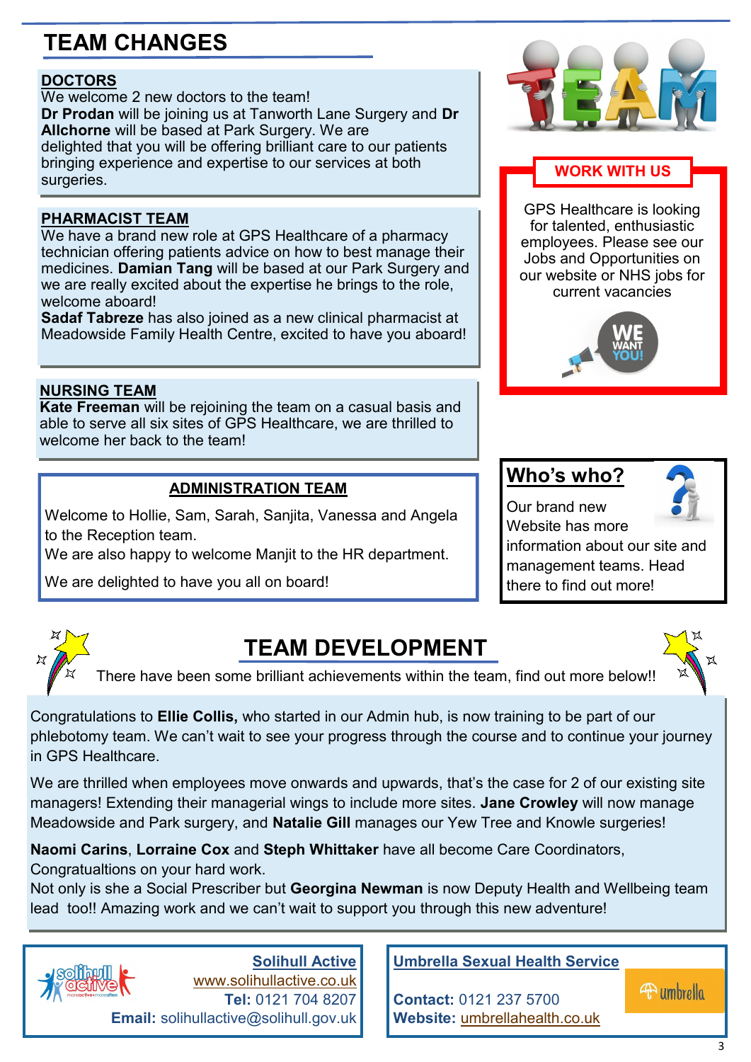# TEAM CHANGES

## DOCTORS

We welcome 2 new doctors to the team!
**Dr Prodan** will be joining us at Tanworth Lane Surgery and **Dr Allchorne** will be based at Park Surgery. We are delighted that you will be offering brilliant care to our patients bringing experience and expertise to our services at both surgeries.

## PHARMACIST TEAM

We have a brand new role at GPS Healthcare of a pharmacy technician offering patients advice on how to best manage their medicines. **Damian Tang** will be based at our Park Surgery and we are really excited about the expertise he brings to the role, welcome aboard!
**Sadaf Tabreze** has also joined as a new clinical pharmacist at Meadowside Family Health Centre, excited to have you aboard!

## NURSING TEAM

**Kate Freeman** will be rejoining the team on a casual basis and able to serve all six sites of GPS Healthcare, we are thrilled to welcome her back to the team!

## ADMINISTRATION TEAM

Welcome to Hollie, Sam, Sarah, Sanjita, Vanessa and Angela to the Reception team.
We are also happy to welcome Manjit to the HR department.

We are delighted to have you all on board!

## WORK WITH US

GPS Healthcare is looking for talented, enthusiastic employees. Please see our Jobs and Opportunities on our website or NHS jobs for current vacancies

WE WANT YOU!

## Who's who?

Our brand new Website has more information about our site and management teams. Head there to find out more!

# TEAM DEVELOPMENT

There have been some brilliant achievements within the team, find out more below!!

Congratulations to **Ellie Collis,** who started in our Admin hub, is now training to be part of our phlebotomy team. We can't wait to see your progress through the course and to continue your journey in GPS Healthcare.

We are thrilled when employees move onwards and upwards, that's the case for 2 of our existing site managers! Extending their managerial wings to include more sites. **Jane Crowley** will now manage Meadowside and Park surgery, and **Natalie Gill** manages our Yew Tree and Knowle surgeries!

**Naomi Carins**, **Lorraine Cox** and **Steph Whittaker** have all become Care Coordinators, Congratualtions on your hard work.
Not only is she a Social Prescriber but **Georgina Newman** is now Deputy Health and Wellbeing team lead too!! Amazing work and we can't wait to support you through this new adventure!

**Solihull Active**
www.solihullactive.co.uk
**Tel:** 0121 704 8207
**Email:** solihullactive@solihull.gov.uk

**Umbrella Sexual Health Service**

**Contact:** 0121 237 5700
**Website:** umbrellahealth.co.uk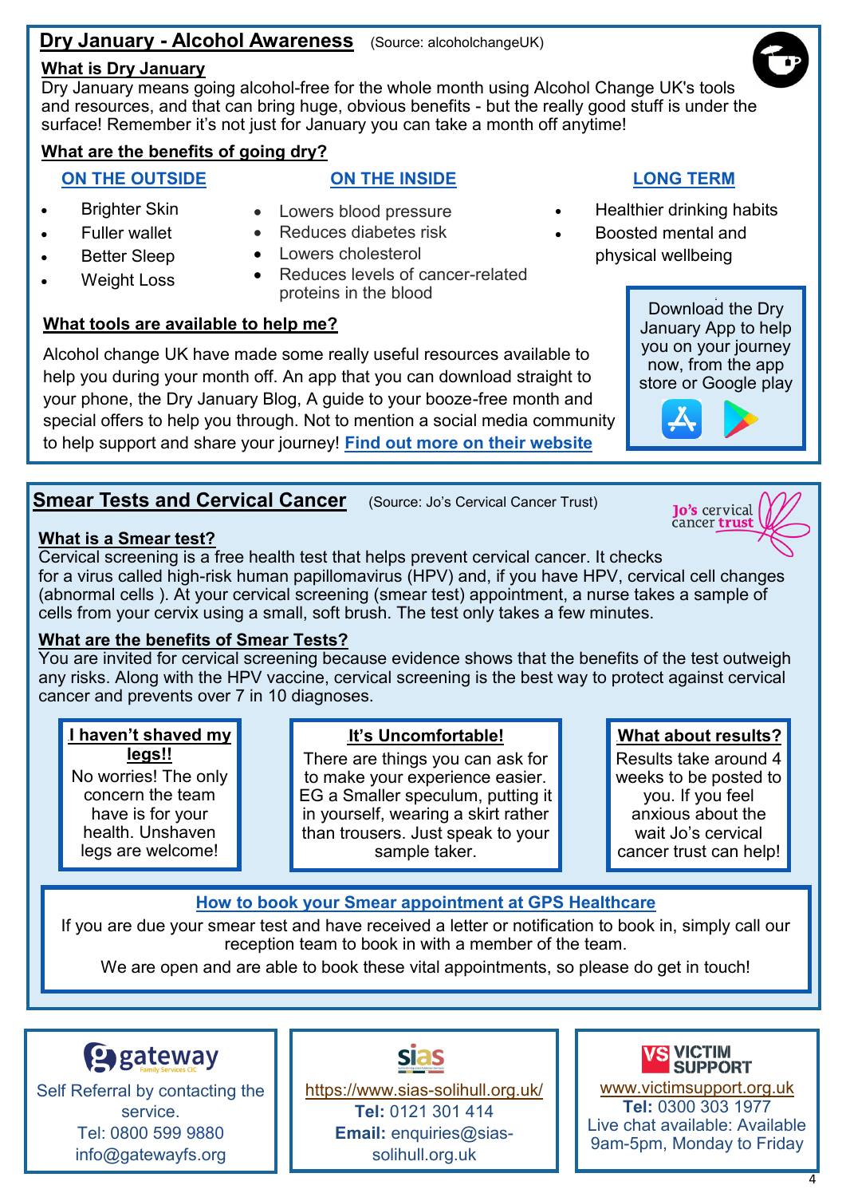## Dry January - Alcohol Awareness

(Source: alcoholchangeUK)

**What is Dry January**

Dry January means going alcohol-free for the whole month using Alcohol Change UK's tools and resources, and that can bring huge, obvious benefits - but the really good stuff is under the surface! Remember it's not just for January you can take a month off anytime!

**What are the benefits of going dry?**

**ON THE OUTSIDE**

- Brighter Skin
- Fuller wallet
- Better Sleep
- Weight Loss

**ON THE INSIDE**

- Lowers blood pressure
- Reduces diabetes risk
- Lowers cholesterol
- Reduces levels of cancer-related proteins in the blood

**LONG TERM**

- Healthier drinking habits
- Boosted mental and physical wellbeing

**What tools are available to help me?**

Alcohol change UK have made some really useful resources available to help you during your month off. An app that you can download straight to your phone, the Dry January Blog, A guide to your booze-free month and special offers to help you through. Not to mention a social media community to help support and share your journey! **Find out more on their website**

Download the Dry January App to help you on your journey now, from the app store or Google play

## Smear Tests and Cervical Cancer

(Source: Jo's Cervical Cancer Trust)

**What is a Smear test?**

Cervical screening is a free health test that helps prevent cervical cancer. It checks for a virus called high-risk human papillomavirus (HPV) and, if you have HPV, cervical cell changes (abnormal cells ). At your cervical screening (smear test) appointment, a nurse takes a sample of cells from your cervix using a small, soft brush. The test only takes a few minutes.

**What are the benefits of Smear Tests?**

You are invited for cervical screening because evidence shows that the benefits of the test outweigh any risks. Along with the HPV vaccine, cervical screening is the best way to protect against cervical cancer and prevents over 7 in 10 diagnoses.

**I haven't shaved my legs!!**

No worries! The only concern the team have is for your health. Unshaven legs are welcome!

**It's Uncomfortable!**

There are things you can ask for to make your experience easier. EG a Smaller speculum, putting it in yourself, wearing a skirt rather than trousers. Just speak to your sample taker.

**What about results?**

Results take around 4 weeks to be posted to you. If you feel anxious about the wait Jo's cervical cancer trust can help!

**How to book your Smear appointment at GPS Healthcare**

If you are due your smear test and have received a letter or notification to book in, simply call our reception team to book in with a member of the team.

We are open and are able to book these vital appointments, so please do get in touch!

**gateway**

Self Referral by contacting the service.
Tel: 0800 599 9880
info@gatewayfs.org

**sias**

https://www.sias-solihull.org.uk/
**Tel:** 0121 301 414
**Email:** enquiries@sias-solihull.org.uk

**VICTIM SUPPORT**

www.victimsupport.org.uk
**Tel:** 0300 303 1977
Live chat available: Available 9am-5pm, Monday to Friday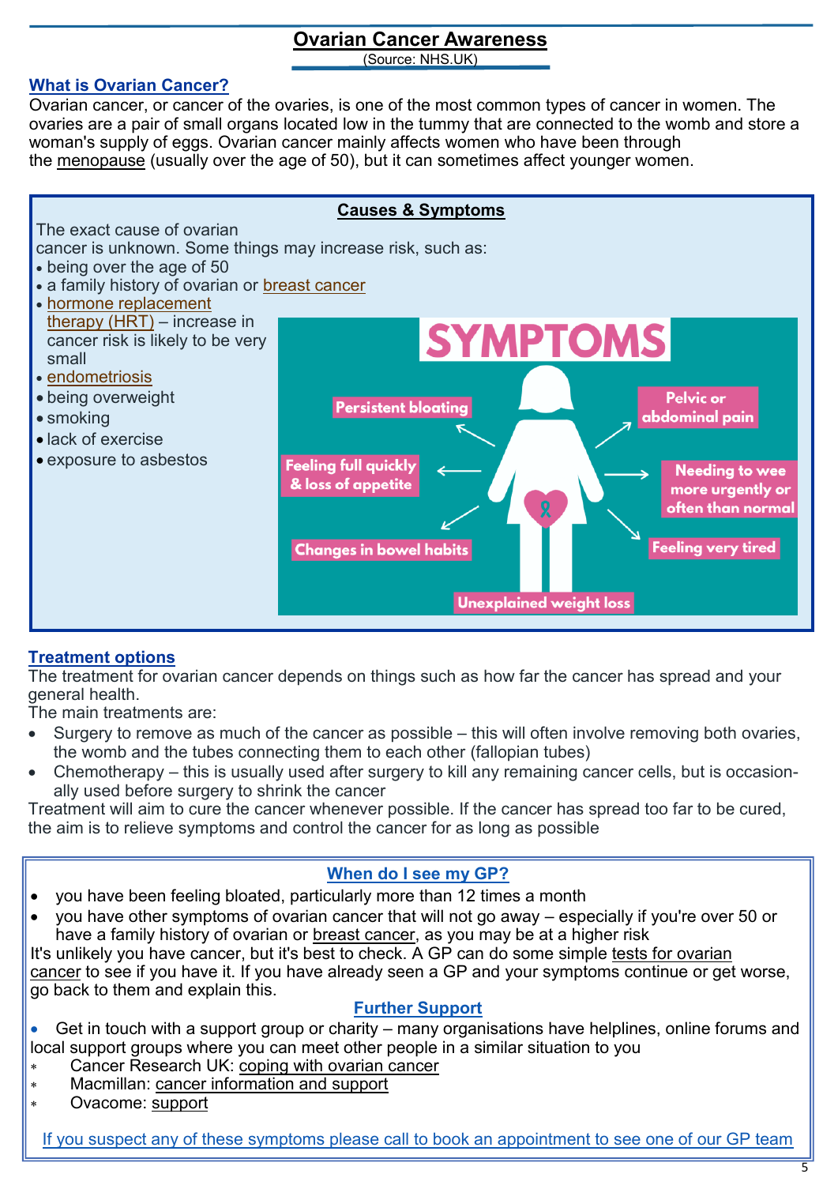# Ovarian Cancer Awareness

(Source: NHS.UK)

## What is Ovarian Cancer?

Ovarian cancer, or cancer of the ovaries, is one of the most common types of cancer in women. The ovaries are a pair of small organs located low in the tummy that are connected to the womb and store a woman's supply of eggs. Ovarian cancer mainly affects women who have been through the menopause (usually over the age of 50), but it can sometimes affect younger women.

## Causes & Symptoms

The exact cause of ovarian cancer is unknown. Some things may increase risk, such as:

- being over the age of 50
- a family history of ovarian or breast cancer
- hormone replacement therapy (HRT) – increase in cancer risk is likely to be very small
- endometriosis
- being overweight
- smoking
- lack of exercise
- exposure to asbestos

**SYMPTOMS**

- Persistent bloating
- Pelvic or abdominal pain
- Feeling full quickly & loss of appetite
- Needing to wee more urgently or often than normal
- Changes in bowel habits
- Feeling very tired
- Unexplained weight loss

## Treatment options

The treatment for ovarian cancer depends on things such as how far the cancer has spread and your general health.

The main treatments are:

- Surgery to remove as much of the cancer as possible – this will often involve removing both ovaries, the womb and the tubes connecting them to each other (fallopian tubes)
- Chemotherapy – this is usually used after surgery to kill any remaining cancer cells, but is occasionally used before surgery to shrink the cancer

Treatment will aim to cure the cancer whenever possible. If the cancer has spread too far to be cured, the aim is to relieve symptoms and control the cancer for as long as possible

## When do I see my GP?

- you have been feeling bloated, particularly more than 12 times a month
- you have other symptoms of ovarian cancer that will not go away – especially if you're over 50 or have a family history of ovarian or breast cancer, as you may be at a higher risk

It's unlikely you have cancer, but it's best to check. A GP can do some simple tests for ovarian cancer to see if you have it. If you have already seen a GP and your symptoms continue or get worse, go back to them and explain this.

## Further Support

- Get in touch with a support group or charity – many organisations have helplines, online forums and local support groups where you can meet other people in a similar situation to you
  - Cancer Research UK: coping with ovarian cancer
  - Macmillan: cancer information and support
  - Ovacome: support

If you suspect any of these symptoms please call to book an appointment to see one of our GP team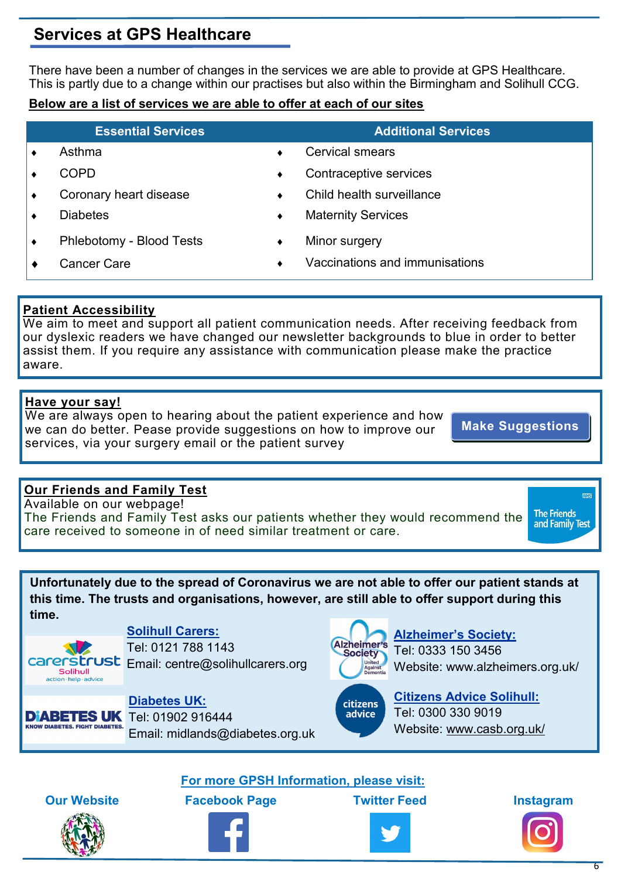## Services at GPS Healthcare

There have been a number of changes in the services we are able to provide at GPS Healthcare. This is partly due to a change within our practises but also within the Birmingham and Solihull CCG.

**Below are a list of services we are able to offer at each of our sites**

| Essential Services | Additional Services |
|---|---|
| ♦ Asthma | ♦ Cervical smears |
| ♦ COPD | ♦ Contraceptive services |
| ♦ Coronary heart disease | ♦ Child health surveillance |
| ♦ Diabetes | ♦ Maternity Services |
| ♦ Phlebotomy - Blood Tests | ♦ Minor surgery |
| ♦ Cancer Care | ♦ Vaccinations and immunisations |

**Patient Accessibility**

We aim to meet and support all patient communication needs. After receiving feedback from our dyslexic readers we have changed our newsletter backgrounds to blue in order to better assist them. If you require any assistance with communication please make the practice aware.

**Have your say!**

We are always open to hearing about the patient experience and how we can do better. Please provide suggestions on how to improve our services, via your surgery email or the patient survey

Make Suggestions

**Our Friends and Family Test**

Available on our webpage!

The Friends and Family Test asks our patients whether they would recommend the care received to someone in of need similar treatment or care.

The Friends and Family Test

**Unfortunately due to the spread of Coronavirus we are not able to offer our patient stands at this time. The trusts and organisations, however, are still able to offer support during this time.**

**Solihull Carers:**
Tel: 0121 788 1143
Email: centre@solihullcarers.org

**Alzheimer's Society:**
Tel: 0333 150 3456
Website: www.alzheimers.org.uk/

**Diabetes UK:**
Tel: 01902 916444
Email: midlands@diabetes.org.uk

**Citizens Advice Solihull:**
Tel: 0300 330 9019
Website: www.casb.org.uk/

**For more GPSH Information, please visit:**

Our Website | Facebook Page | Twitter Feed | Instagram